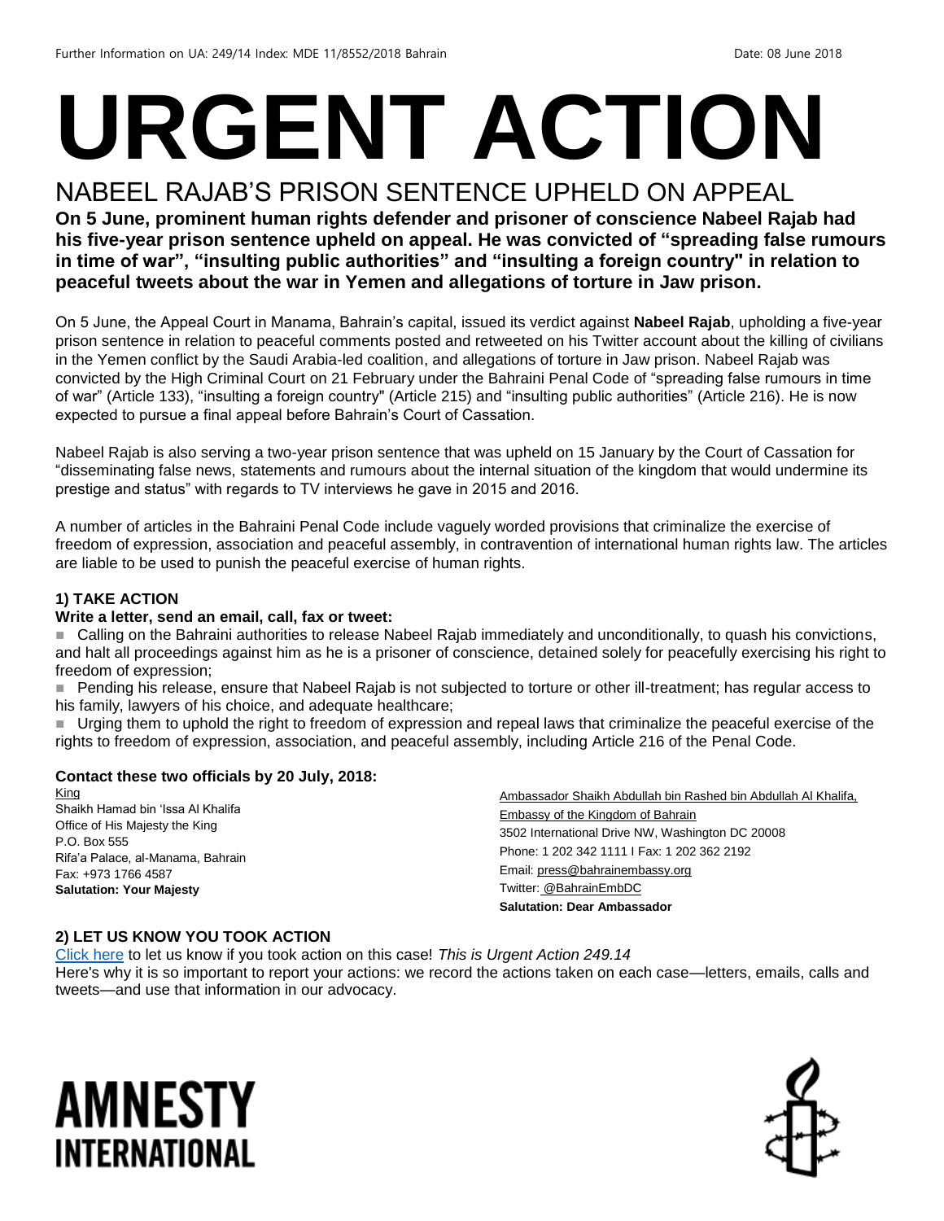Further Information on UA: 249/14 Index: MDE 11/8552/2018 Bahrain Date: 08 June 2018

# URGENT ACTION

## NABEEL RAJAB'S PRISON SENTENCE UPHELD ON APPEAL

**On 5 June, prominent human rights defender and prisoner of conscience Nabeel Rajab had his five-year prison sentence upheld on appeal. He was convicted of "spreading false rumours in time of war", "insulting public authorities" and "insulting a foreign country" in relation to peaceful tweets about the war in Yemen and allegations of torture in Jaw prison.**

On 5 June, the Appeal Court in Manama, Bahrain's capital, issued its verdict against **Nabeel Rajab**, upholding a five-year prison sentence in relation to peaceful comments posted and retweeted on his Twitter account about the killing of civilians in the Yemen conflict by the Saudi Arabia-led coalition, and allegations of torture in Jaw prison. Nabeel Rajab was convicted by the High Criminal Court on 21 February under the Bahraini Penal Code of "spreading false rumours in time of war" (Article 133), "insulting a foreign country" (Article 215) and "insulting public authorities" (Article 216). He is now expected to pursue a final appeal before Bahrain's Court of Cassation.

Nabeel Rajab is also serving a two-year prison sentence that was upheld on 15 January by the Court of Cassation for "disseminating false news, statements and rumours about the internal situation of the kingdom that would undermine its prestige and status" with regards to TV interviews he gave in 2015 and 2016.

A number of articles in the Bahraini Penal Code include vaguely worded provisions that criminalize the exercise of freedom of expression, association and peaceful assembly, in contravention of international human rights law. The articles are liable to be used to punish the peaceful exercise of human rights.

### 1) TAKE ACTION

**Write a letter, send an email, call, fax or tweet:**

- Calling on the Bahraini authorities to release Nabeel Rajab immediately and unconditionally, to quash his convictions, and halt all proceedings against him as he is a prisoner of conscience, detained solely for peacefully exercising his right to freedom of expression;
- Pending his release, ensure that Nabeel Rajab is not subjected to torture or other ill-treatment; has regular access to his family, lawyers of his choice, and adequate healthcare;
- Urging them to uphold the right to freedom of expression and repeal laws that criminalize the peaceful exercise of the rights to freedom of expression, association, and peaceful assembly, including Article 216 of the Penal Code.

**Contact these two officials by 20 July, 2018:**

King
Shaikh Hamad bin 'Issa Al Khalifa
Office of His Majesty the King
P.O. Box 555
Rifa'a Palace, al-Manama, Bahrain
Fax: +973 1766 4587
**Salutation: Your Majesty**

Ambassador Shaikh Abdullah bin Rashed bin Abdullah Al Khalifa,
Embassy of the Kingdom of Bahrain
3502 International Drive NW, Washington DC 20008
Phone: 1 202 342 1111 I Fax: 1 202 362 2192
Email: press@bahrainembassy.org
Twitter: @BahrainEmbDC
**Salutation: Dear Ambassador**

### 2) LET US KNOW YOU TOOK ACTION

Click here to let us know if you took action on this case! *This is Urgent Action 249.14*
Here's why it is so important to report your actions: we record the actions taken on each case—letters, emails, calls and tweets—and use that information in our advocacy.

AMNESTY INTERNATIONAL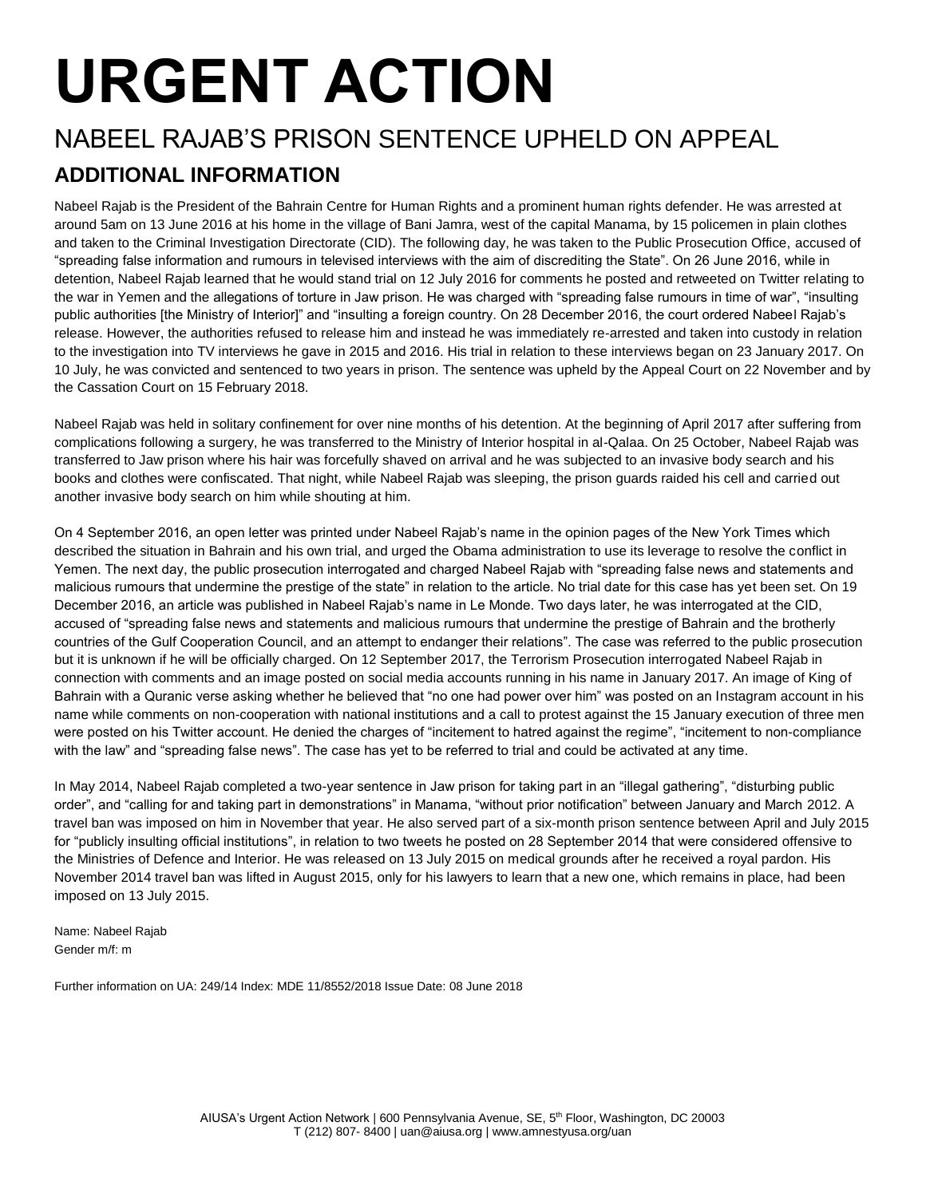# URGENT ACTION

## NABEEL RAJAB'S PRISON SENTENCE UPHELD ON APPEAL

### ADDITIONAL INFORMATION

Nabeel Rajab is the President of the Bahrain Centre for Human Rights and a prominent human rights defender. He was arrested at around 5am on 13 June 2016 at his home in the village of Bani Jamra, west of the capital Manama, by 15 policemen in plain clothes and taken to the Criminal Investigation Directorate (CID). The following day, he was taken to the Public Prosecution Office, accused of "spreading false information and rumours in televised interviews with the aim of discrediting the State". On 26 June 2016, while in detention, Nabeel Rajab learned that he would stand trial on 12 July 2016 for comments he posted and retweeted on Twitter relating to the war in Yemen and the allegations of torture in Jaw prison. He was charged with "spreading false rumours in time of war", "insulting public authorities [the Ministry of Interior]" and "insulting a foreign country. On 28 December 2016, the court ordered Nabeel Rajab's release. However, the authorities refused to release him and instead he was immediately re-arrested and taken into custody in relation to the investigation into TV interviews he gave in 2015 and 2016. His trial in relation to these interviews began on 23 January 2017. On 10 July, he was convicted and sentenced to two years in prison. The sentence was upheld by the Appeal Court on 22 November and by the Cassation Court on 15 February 2018.

Nabeel Rajab was held in solitary confinement for over nine months of his detention. At the beginning of April 2017 after suffering from complications following a surgery, he was transferred to the Ministry of Interior hospital in al-Qalaa. On 25 October, Nabeel Rajab was transferred to Jaw prison where his hair was forcefully shaved on arrival and he was subjected to an invasive body search and his books and clothes were confiscated. That night, while Nabeel Rajab was sleeping, the prison guards raided his cell and carried out another invasive body search on him while shouting at him.

On 4 September 2016, an open letter was printed under Nabeel Rajab's name in the opinion pages of the New York Times which described the situation in Bahrain and his own trial, and urged the Obama administration to use its leverage to resolve the conflict in Yemen. The next day, the public prosecution interrogated and charged Nabeel Rajab with "spreading false news and statements and malicious rumours that undermine the prestige of the state" in relation to the article. No trial date for this case has yet been set. On 19 December 2016, an article was published in Nabeel Rajab's name in Le Monde. Two days later, he was interrogated at the CID, accused of "spreading false news and statements and malicious rumours that undermine the prestige of Bahrain and the brotherly countries of the Gulf Cooperation Council, and an attempt to endanger their relations". The case was referred to the public prosecution but it is unknown if he will be officially charged. On 12 September 2017, the Terrorism Prosecution interrogated Nabeel Rajab in connection with comments and an image posted on social media accounts running in his name in January 2017. An image of King of Bahrain with a Quranic verse asking whether he believed that "no one had power over him" was posted on an Instagram account in his name while comments on non-cooperation with national institutions and a call to protest against the 15 January execution of three men were posted on his Twitter account. He denied the charges of "incitement to hatred against the regime", "incitement to non-compliance with the law" and "spreading false news". The case has yet to be referred to trial and could be activated at any time.

In May 2014, Nabeel Rajab completed a two-year sentence in Jaw prison for taking part in an "illegal gathering", "disturbing public order", and "calling for and taking part in demonstrations" in Manama, "without prior notification" between January and March 2012. A travel ban was imposed on him in November that year. He also served part of a six-month prison sentence between April and July 2015 for "publicly insulting official institutions", in relation to two tweets he posted on 28 September 2014 that were considered offensive to the Ministries of Defence and Interior. He was released on 13 July 2015 on medical grounds after he received a royal pardon. His November 2014 travel ban was lifted in August 2015, only for his lawyers to learn that a new one, which remains in place, had been imposed on 13 July 2015.

Name: Nabeel Rajab
Gender m/f: m

Further information on UA: 249/14 Index: MDE 11/8552/2018 Issue Date: 08 June 2018

AIUSA's Urgent Action Network | 600 Pennsylvania Avenue, SE, 5th Floor, Washington, DC 20003
T (212) 807- 8400 | uan@aiusa.org | www.amnestyusa.org/uan